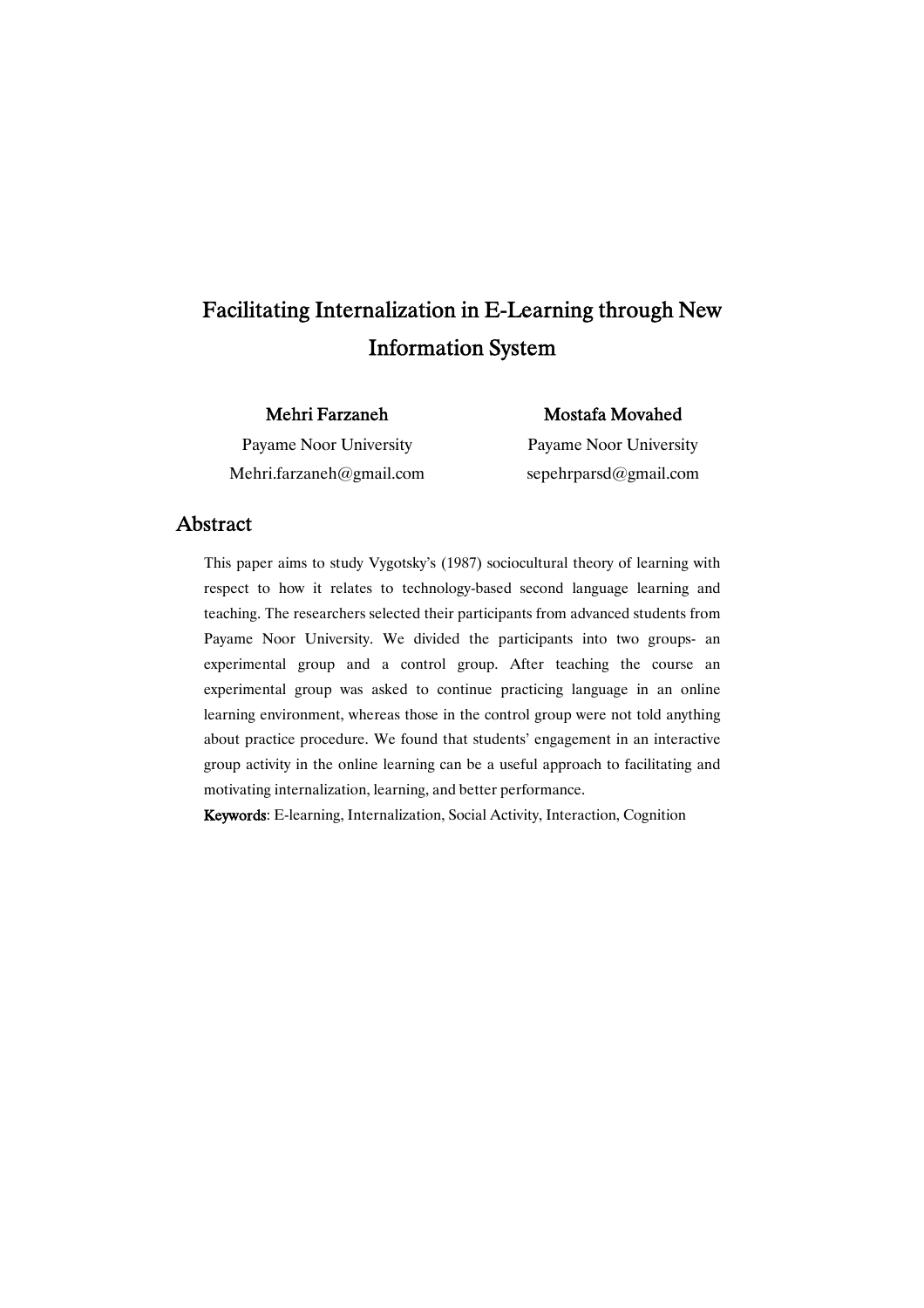# Facilitating Internalization in E-Learning through New Information System

**Mehri Farzaneh**
Payame Noor University
Mehri.farzaneh@gmail.com

**Mostafa Movahed**
Payame Noor University
sepehrparsd@gmail.com

## Abstract

This paper aims to study Vygotsky's (1987) sociocultural theory of learning with respect to how it relates to technology-based second language learning and teaching. The researchers selected their participants from advanced students from Payame Noor University. We divided the participants into two groups- an experimental group and a control group. After teaching the course an experimental group was asked to continue practicing language in an online learning environment, whereas those in the control group were not told anything about practice procedure. We found that students' engagement in an interactive group activity in the online learning can be a useful approach to facilitating and motivating internalization, learning, and better performance.

**Keywords**: E-learning, Internalization, Social Activity, Interaction, Cognition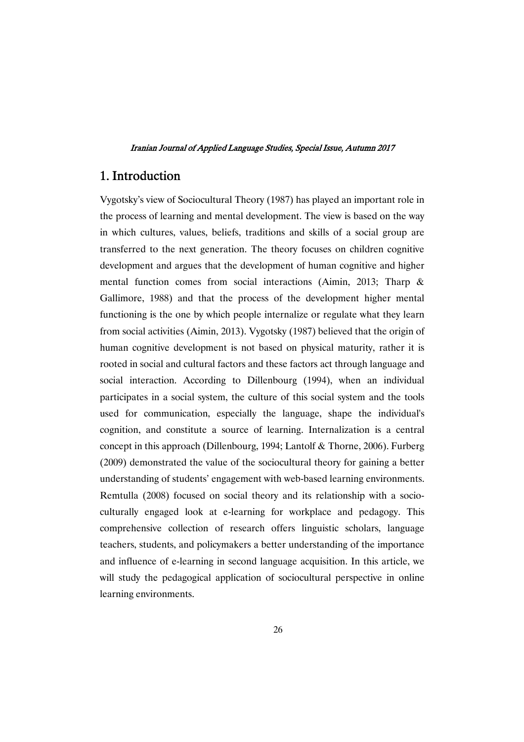## 1. Introduction

Vygotsky's view of Sociocultural Theory (1987) has played an important role in the process of learning and mental development. The view is based on the way in which cultures, values, beliefs, traditions and skills of a social group are transferred to the next generation. The theory focuses on children cognitive development and argues that the development of human cognitive and higher mental function comes from social interactions (Aimin, 2013; Tharp & Gallimore, 1988) and that the process of the development higher mental functioning is the one by which people internalize or regulate what they learn from social activities (Aimin, 2013). Vygotsky (1987) believed that the origin of human cognitive development is not based on physical maturity, rather it is rooted in social and cultural factors and these factors act through language and social interaction. According to Dillenbourg (1994), when an individual participates in a social system, the culture of this social system and the tools used for communication, especially the language, shape the individual's cognition, and constitute a source of learning. Internalization is a central concept in this approach (Dillenbourg, 1994; Lantolf & Thorne, 2006). Furberg (2009) demonstrated the value of the sociocultural theory for gaining a better understanding of students' engagement with web-based learning environments. Remtulla (2008) focused on social theory and its relationship with a socio-culturally engaged look at e-learning for workplace and pedagogy. This comprehensive collection of research offers linguistic scholars, language teachers, students, and policymakers a better understanding of the importance and influence of e-learning in second language acquisition. In this article, we will study the pedagogical application of sociocultural perspective in online learning environments.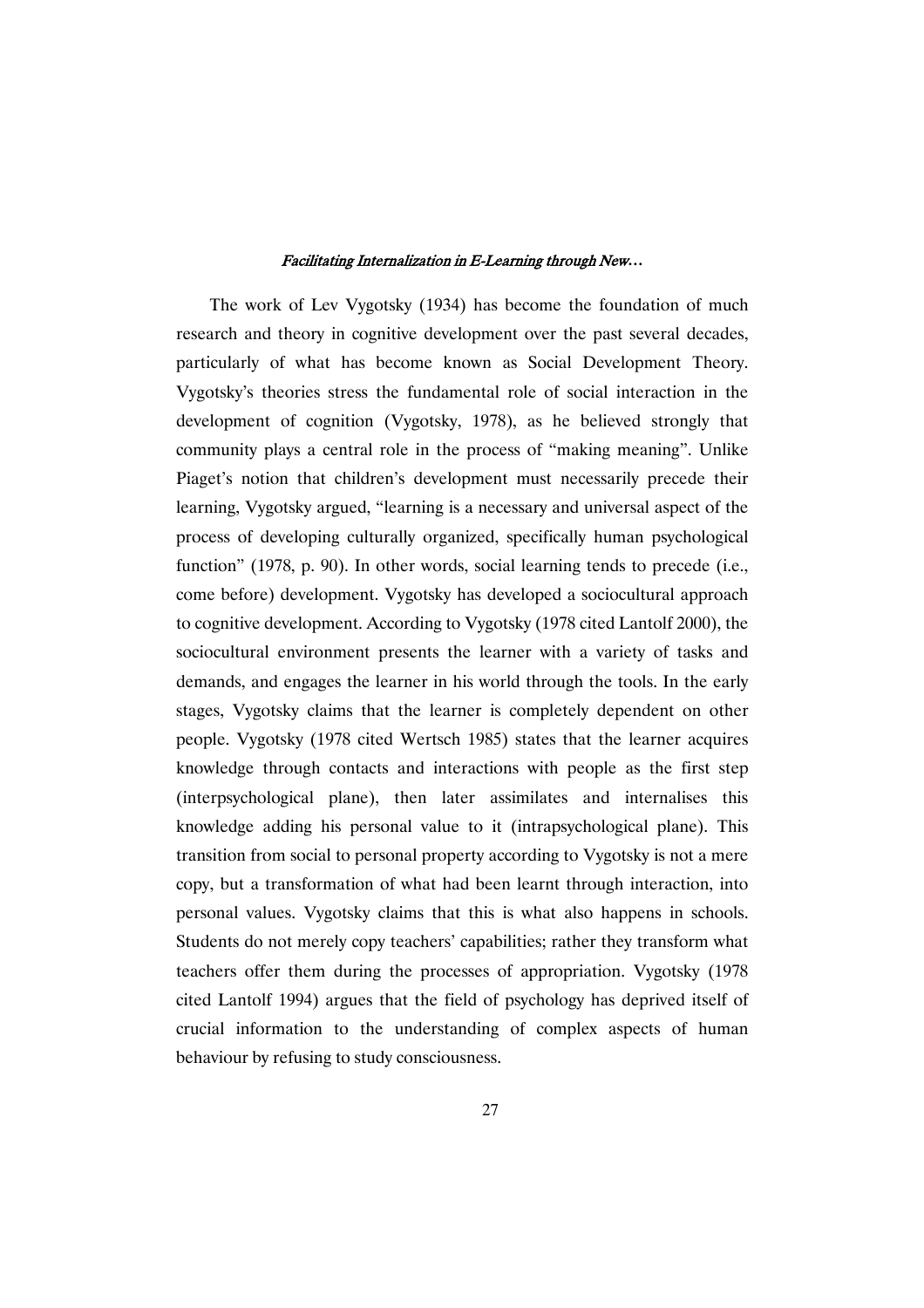The work of Lev Vygotsky (1934) has become the foundation of much research and theory in cognitive development over the past several decades, particularly of what has become known as Social Development Theory. Vygotsky's theories stress the fundamental role of social interaction in the development of cognition (Vygotsky, 1978), as he believed strongly that community plays a central role in the process of "making meaning". Unlike Piaget's notion that children's development must necessarily precede their learning, Vygotsky argued, "learning is a necessary and universal aspect of the process of developing culturally organized, specifically human psychological function" (1978, p. 90). In other words, social learning tends to precede (i.e., come before) development. Vygotsky has developed a sociocultural approach to cognitive development. According to Vygotsky (1978 cited Lantolf 2000), the sociocultural environment presents the learner with a variety of tasks and demands, and engages the learner in his world through the tools. In the early stages, Vygotsky claims that the learner is completely dependent on other people. Vygotsky (1978 cited Wertsch 1985) states that the learner acquires knowledge through contacts and interactions with people as the first step (interpsychological plane), then later assimilates and internalises this knowledge adding his personal value to it (intrapsychological plane). This transition from social to personal property according to Vygotsky is not a mere copy, but a transformation of what had been learnt through interaction, into personal values. Vygotsky claims that this is what also happens in schools. Students do not merely copy teachers' capabilities; rather they transform what teachers offer them during the processes of appropriation. Vygotsky (1978 cited Lantolf 1994) argues that the field of psychology has deprived itself of crucial information to the understanding of complex aspects of human behaviour by refusing to study consciousness.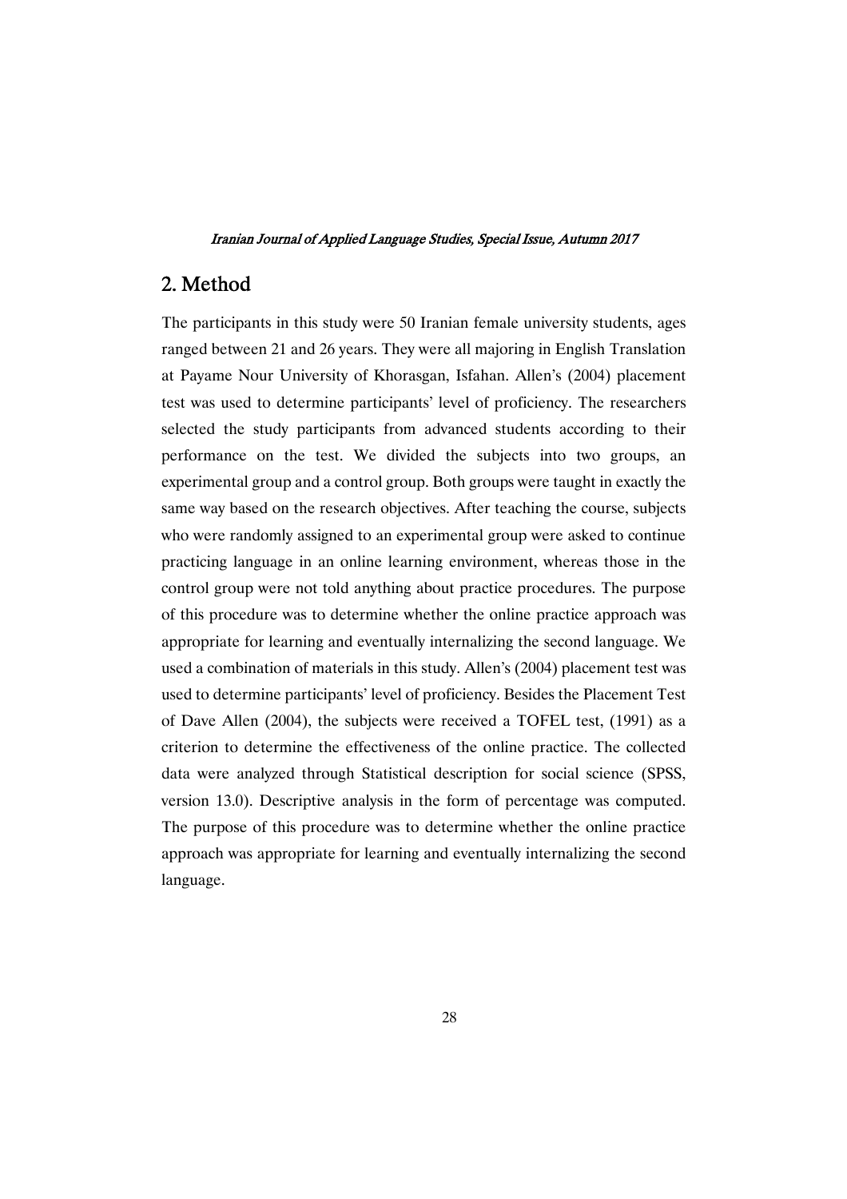## 2. Method

The participants in this study were 50 Iranian female university students, ages ranged between 21 and 26 years. They were all majoring in English Translation at Payame Nour University of Khorasgan, Isfahan. Allen's (2004) placement test was used to determine participants' level of proficiency. The researchers selected the study participants from advanced students according to their performance on the test. We divided the subjects into two groups, an experimental group and a control group. Both groups were taught in exactly the same way based on the research objectives. After teaching the course, subjects who were randomly assigned to an experimental group were asked to continue practicing language in an online learning environment, whereas those in the control group were not told anything about practice procedures. The purpose of this procedure was to determine whether the online practice approach was appropriate for learning and eventually internalizing the second language. We used a combination of materials in this study. Allen's (2004) placement test was used to determine participants' level of proficiency. Besides the Placement Test of Dave Allen (2004), the subjects were received a TOFEL test, (1991) as a criterion to determine the effectiveness of the online practice. The collected data were analyzed through Statistical description for social science (SPSS, version 13.0). Descriptive analysis in the form of percentage was computed. The purpose of this procedure was to determine whether the online practice approach was appropriate for learning and eventually internalizing the second language.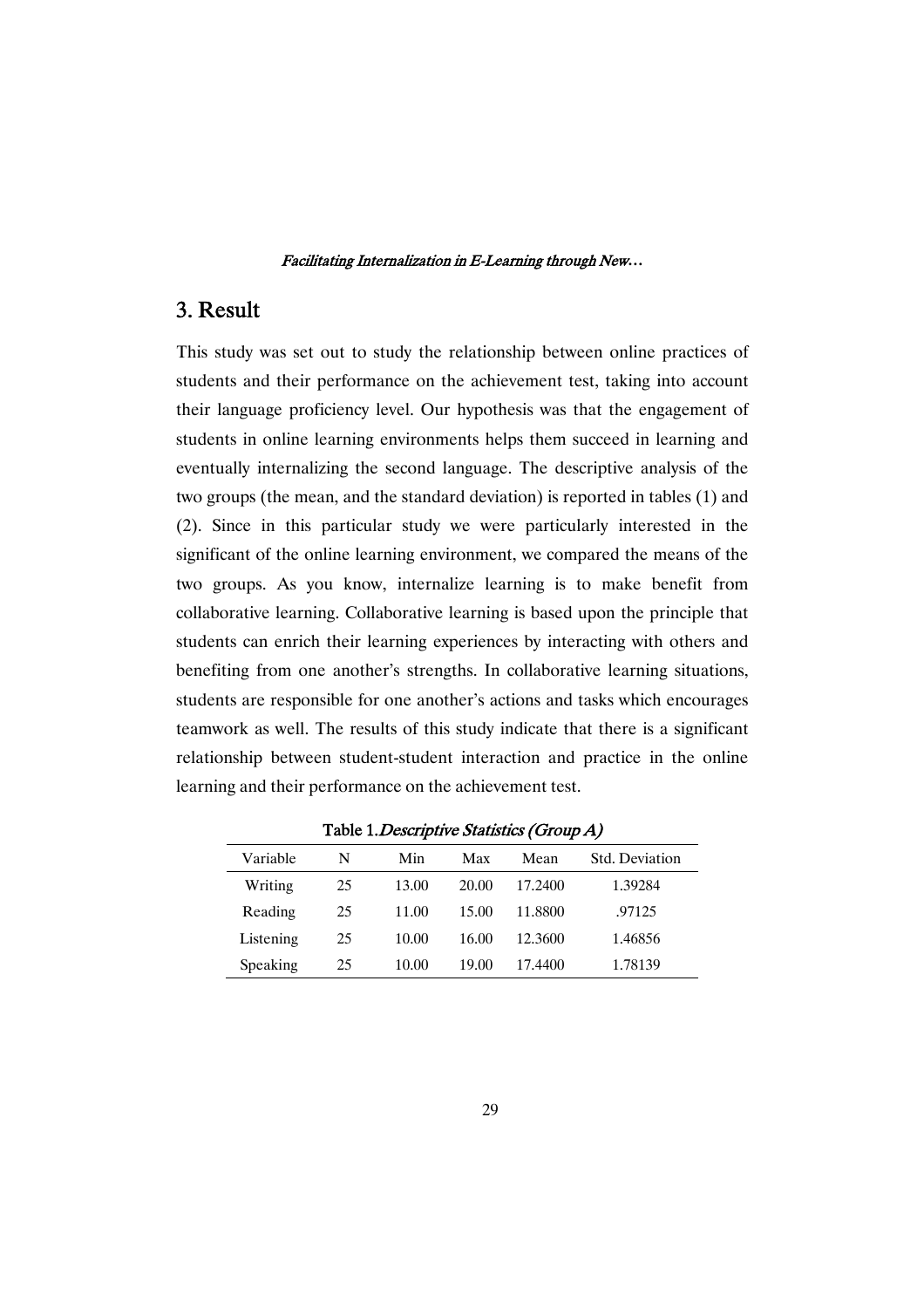## 3. Result

This study was set out to study the relationship between online practices of students and their performance on the achievement test, taking into account their language proficiency level. Our hypothesis was that the engagement of students in online learning environments helps them succeed in learning and eventually internalizing the second language. The descriptive analysis of the two groups (the mean, and the standard deviation) is reported in tables (1) and (2). Since in this particular study we were particularly interested in the significant of the online learning environment, we compared the means of the two groups. As you know, internalize learning is to make benefit from collaborative learning. Collaborative learning is based upon the principle that students can enrich their learning experiences by interacting with others and benefiting from one another's strengths. In collaborative learning situations, students are responsible for one another's actions and tasks which encourages teamwork as well. The results of this study indicate that there is a significant relationship between student-student interaction and practice in the online learning and their performance on the achievement test.

Table 1. *Descriptive Statistics (Group A)*

| Variable | N | Min | Max | Mean | Std. Deviation |
|---|---|---|---|---|---|
| Writing | 25 | 13.00 | 20.00 | 17.2400 | 1.39284 |
| Reading | 25 | 11.00 | 15.00 | 11.8800 | .97125 |
| Listening | 25 | 10.00 | 16.00 | 12.3600 | 1.46856 |
| Speaking | 25 | 10.00 | 19.00 | 17.4400 | 1.78139 |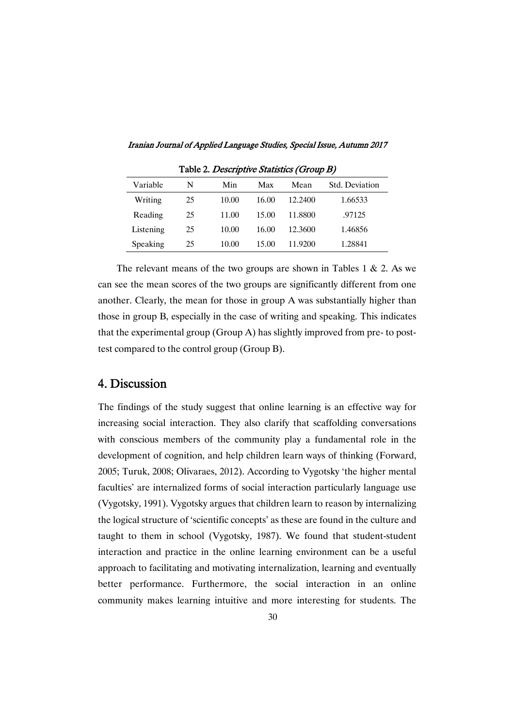Table 2. *Descriptive Statistics (Group B)*

| Variable | N | Min | Max | Mean | Std. Deviation |
|---|---|---|---|---|---|
| Writing | 25 | 10.00 | 16.00 | 12.2400 | 1.66533 |
| Reading | 25 | 11.00 | 15.00 | 11.8800 | .97125 |
| Listening | 25 | 10.00 | 16.00 | 12.3600 | 1.46856 |
| Speaking | 25 | 10.00 | 15.00 | 11.9200 | 1.28841 |

The relevant means of the two groups are shown in Tables 1 & 2. As we can see the mean scores of the two groups are significantly different from one another. Clearly, the mean for those in group A was substantially higher than those in group B, especially in the case of writing and speaking. This indicates that the experimental group (Group A) has slightly improved from pre- to post-test compared to the control group (Group B).

## 4. Discussion

The findings of the study suggest that online learning is an effective way for increasing social interaction. They also clarify that scaffolding conversations with conscious members of the community play a fundamental role in the development of cognition, and help children learn ways of thinking (Forward, 2005; Turuk, 2008; Olivaraes, 2012). According to Vygotsky 'the higher mental faculties' are internalized forms of social interaction particularly language use (Vygotsky, 1991). Vygotsky argues that children learn to reason by internalizing the logical structure of 'scientific concepts' as these are found in the culture and taught to them in school (Vygotsky, 1987). We found that student-student interaction and practice in the online learning environment can be a useful approach to facilitating and motivating internalization, learning and eventually better performance. Furthermore, the social interaction in an online community makes learning intuitive and more interesting for students. The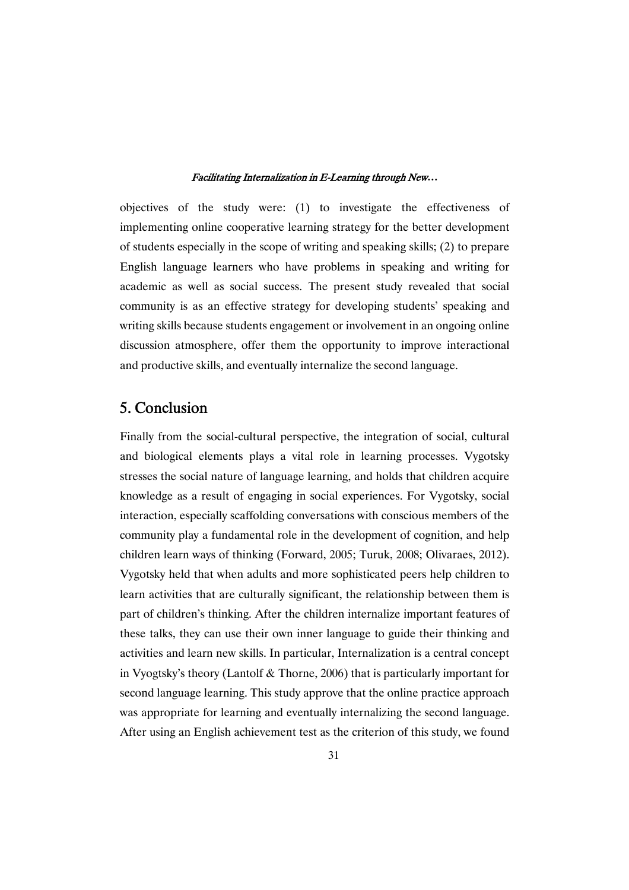objectives of the study were: (1) to investigate the effectiveness of implementing online cooperative learning strategy for the better development of students especially in the scope of writing and speaking skills; (2) to prepare English language learners who have problems in speaking and writing for academic as well as social success. The present study revealed that social community is as an effective strategy for developing students' speaking and writing skills because students engagement or involvement in an ongoing online discussion atmosphere, offer them the opportunity to improve interactional and productive skills, and eventually internalize the second language.

## 5. Conclusion

Finally from the social-cultural perspective, the integration of social, cultural and biological elements plays a vital role in learning processes. Vygotsky stresses the social nature of language learning, and holds that children acquire knowledge as a result of engaging in social experiences. For Vygotsky, social interaction, especially scaffolding conversations with conscious members of the community play a fundamental role in the development of cognition, and help children learn ways of thinking (Forward, 2005; Turuk, 2008; Olivaraes, 2012). Vygotsky held that when adults and more sophisticated peers help children to learn activities that are culturally significant, the relationship between them is part of children's thinking. After the children internalize important features of these talks, they can use their own inner language to guide their thinking and activities and learn new skills. In particular, Internalization is a central concept in Vyogtsky's theory (Lantolf & Thorne, 2006) that is particularly important for second language learning. This study approve that the online practice approach was appropriate for learning and eventually internalizing the second language. After using an English achievement test as the criterion of this study, we found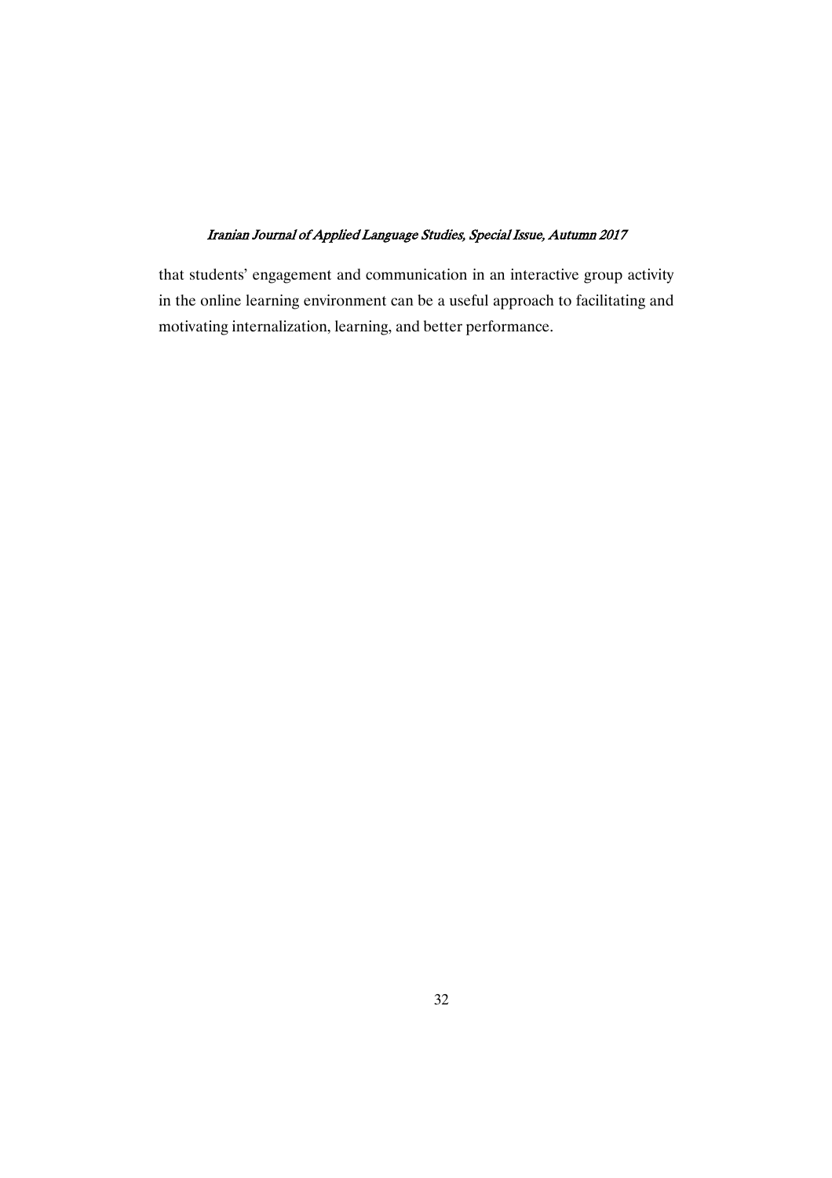that students' engagement and communication in an interactive group activity in the online learning environment can be a useful approach to facilitating and motivating internalization, learning, and better performance.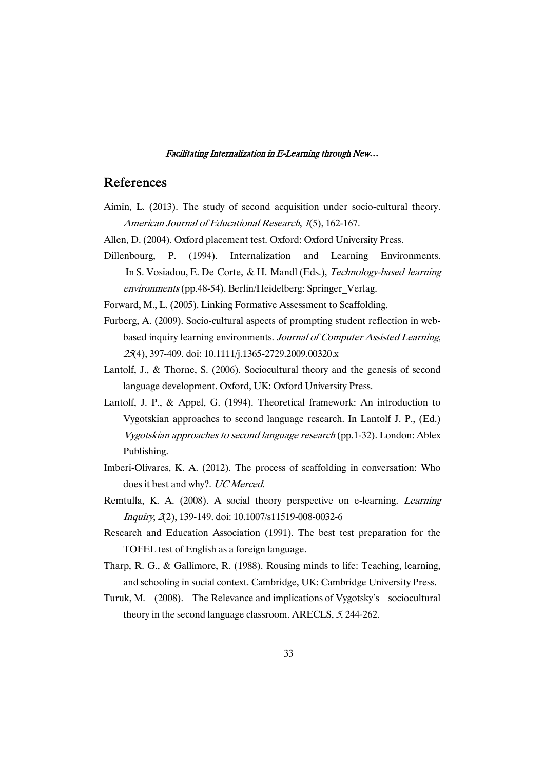## References

Aimin, L. (2013). The study of second acquisition under socio-cultural theory. *American Journal of Educational Research*, *1*(5), 162-167.

Allen, D. (2004). Oxford placement test. Oxford: Oxford University Press.

Dillenbourg, P. (1994). Internalization and Learning Environments. In S. Vosiadou, E. De Corte, & H. Mandl (Eds.), *Technology-based learning environments* (pp.48-54). Berlin/Heidelberg: Springer_Verlag.

Forward, M., L. (2005). Linking Formative Assessment to Scaffolding.

Furberg, A. (2009). Socio-cultural aspects of prompting student reflection in web-based inquiry learning environments. *Journal of Computer Assisted Learning*, *25*(4), 397-409. doi: 10.1111/j.1365-2729.2009.00320.x

Lantolf, J., & Thorne, S. (2006). Sociocultural theory and the genesis of second language development. Oxford, UK: Oxford University Press.

Lantolf, J. P., & Appel, G. (1994). Theoretical framework: An introduction to Vygotskian approaches to second language research. In Lantolf J. P., (Ed.) *Vygotskian approaches to second language research* (pp.1-32). London: Ablex Publishing.

Imberi-Olivares, K. A. (2012). The process of scaffolding in conversation: Who does it best and why?. *UC Merced*.

Remtulla, K. A. (2008). A social theory perspective on e-learning. *Learning Inquiry*, *2*(2), 139-149. doi: 10.1007/s11519-008-0032-6

Research and Education Association (1991). The best test preparation for the TOFEL test of English as a foreign language.

Tharp, R. G., & Gallimore, R. (1988). Rousing minds to life: Teaching, learning, and schooling in social context. Cambridge, UK: Cambridge University Press.

Turuk, M. (2008). The Relevance and implications of Vygotsky's sociocultural theory in the second language classroom. ARECLS, *5*, 244-262.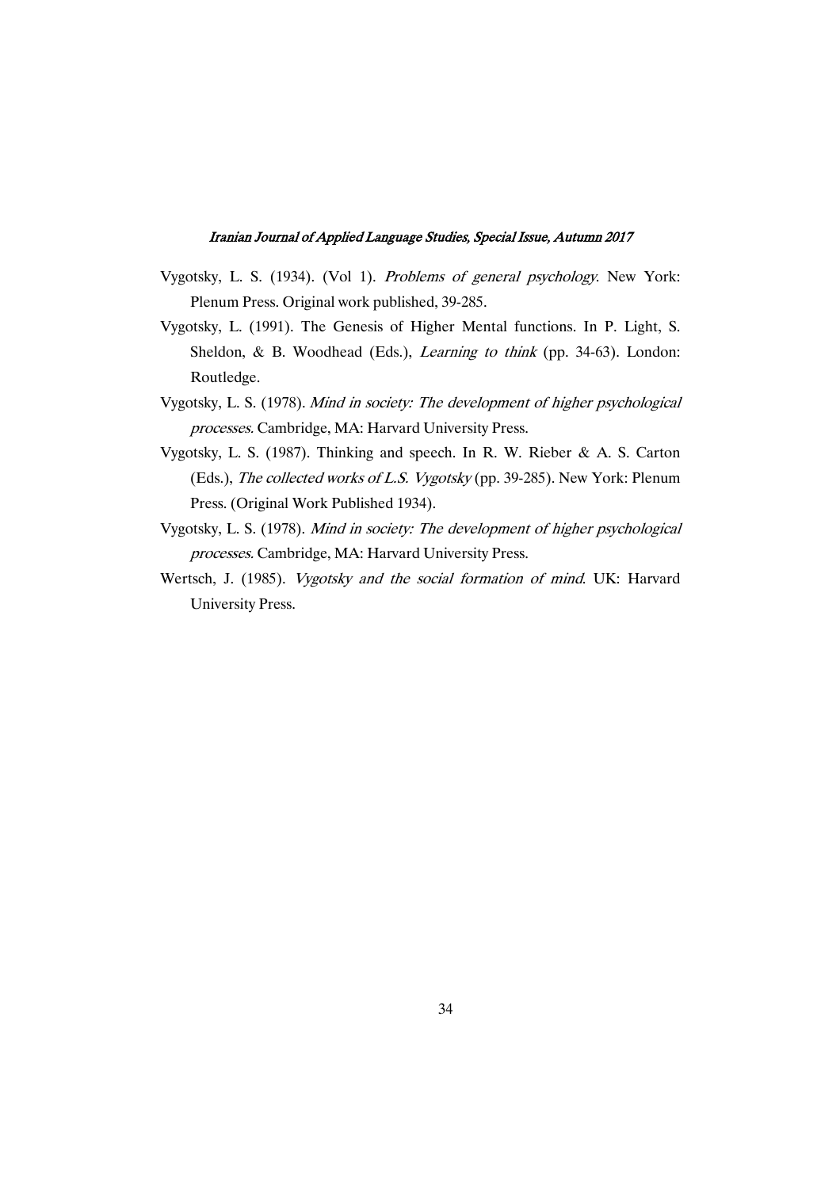Vygotsky, L. S. (1934). (Vol 1). *Problems of general psychology*. New York: Plenum Press. Original work published, 39-285.

Vygotsky, L. (1991). The Genesis of Higher Mental functions. In P. Light, S. Sheldon, & B. Woodhead (Eds.), *Learning to think* (pp. 34-63). London: Routledge.

Vygotsky, L. S. (1978). *Mind in society: The development of higher psychological processes.* Cambridge, MA: Harvard University Press.

Vygotsky, L. S. (1987). Thinking and speech. In R. W. Rieber & A. S. Carton (Eds.), *The collected works of L.S. Vygotsky* (pp. 39-285). New York: Plenum Press. (Original Work Published 1934).

Vygotsky, L. S. (1978). *Mind in society: The development of higher psychological processes.* Cambridge, MA: Harvard University Press.

Wertsch, J. (1985). *Vygotsky and the social formation of mind*. UK: Harvard University Press.